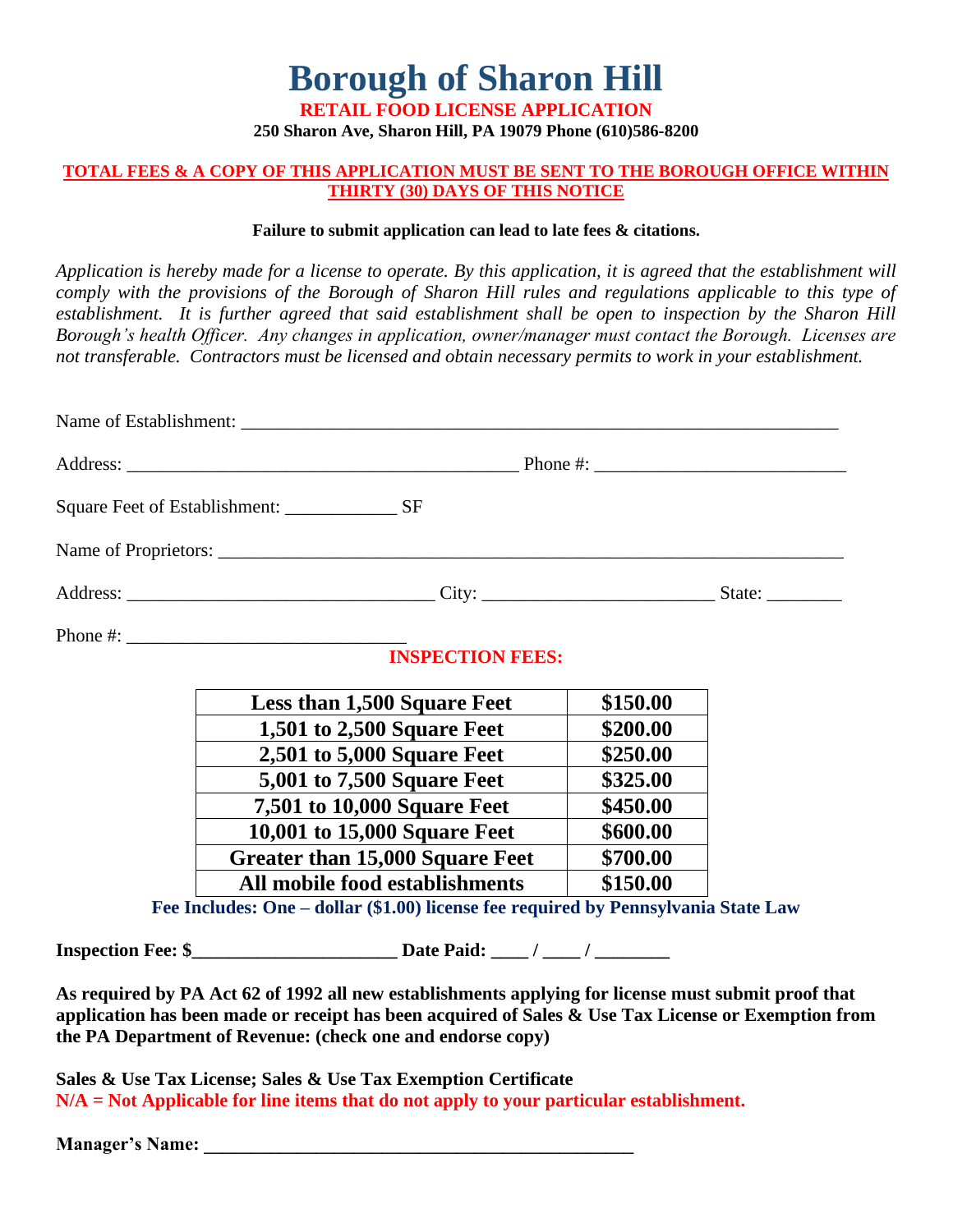# Borough of Sharon Hill

**RETAIL FOOD LICENSE APPLICATION**

**250 Sharon Ave, Sharon Hill, PA 19079 Phone (610)586-8200**

**TOTAL FEES & A COPY OF THIS APPLICATION MUST BE SENT TO THE BOROUGH OFFICE WITHIN THIRTY (30) DAYS OF THIS NOTICE**

**Failure to submit application can lead to late fees & citations.**

*Application is hereby made for a license to operate. By this application, it is agreed that the establishment will comply with the provisions of the Borough of Sharon Hill rules and regulations applicable to this type of establishment. It is further agreed that said establishment shall be open to inspection by the Sharon Hill Borough's health Officer. Any changes in application, owner/manager must contact the Borough. Licenses are not transferable. Contractors must be licensed and obtain necessary permits to work in your establishment.*

Name of Establishment: ___________________________________________________________________

Address: ___________________________________________ Phone #: ___________________________

Square Feet of Establishment: ____________ SF

Name of Proprietors: _____________________________________________________________________

Address: _________________________________ City: ________________________ State: ________

Phone #: ______________________________

**INSPECTION FEES:**

| Size | Fee |
|---|---|
| **Less than 1,500 Square Feet** | **$150.00** |
| **1,501 to 2,500 Square Feet** | **$200.00** |
| **2,501 to 5,000 Square Feet** | **$250.00** |
| **5,001 to 7,500 Square Feet** | **$325.00** |
| **7,501 to 10,000 Square Feet** | **$450.00** |
| **10,001 to 15,000 Square Feet** | **$600.00** |
| **Greater than 15,000 Square Feet** | **$700.00** |
| **All mobile food establishments** | **$150.00** |

**Fee Includes: One – dollar ($1.00) license fee required by Pennsylvania State Law**

**Inspection Fee: $______________________ Date Paid: ____ / ____ / ________**

**As required by PA Act 62 of 1992 all new establishments applying for license must submit proof that application has been made or receipt has been acquired of Sales & Use Tax License or Exemption from the PA Department of Revenue: (check one and endorse copy)**

**Sales & Use Tax License; Sales & Use Tax Exemption Certificate**

**N/A = Not Applicable for line items that do not apply to your particular establishment.**

**Manager's Name: _______________________________________________**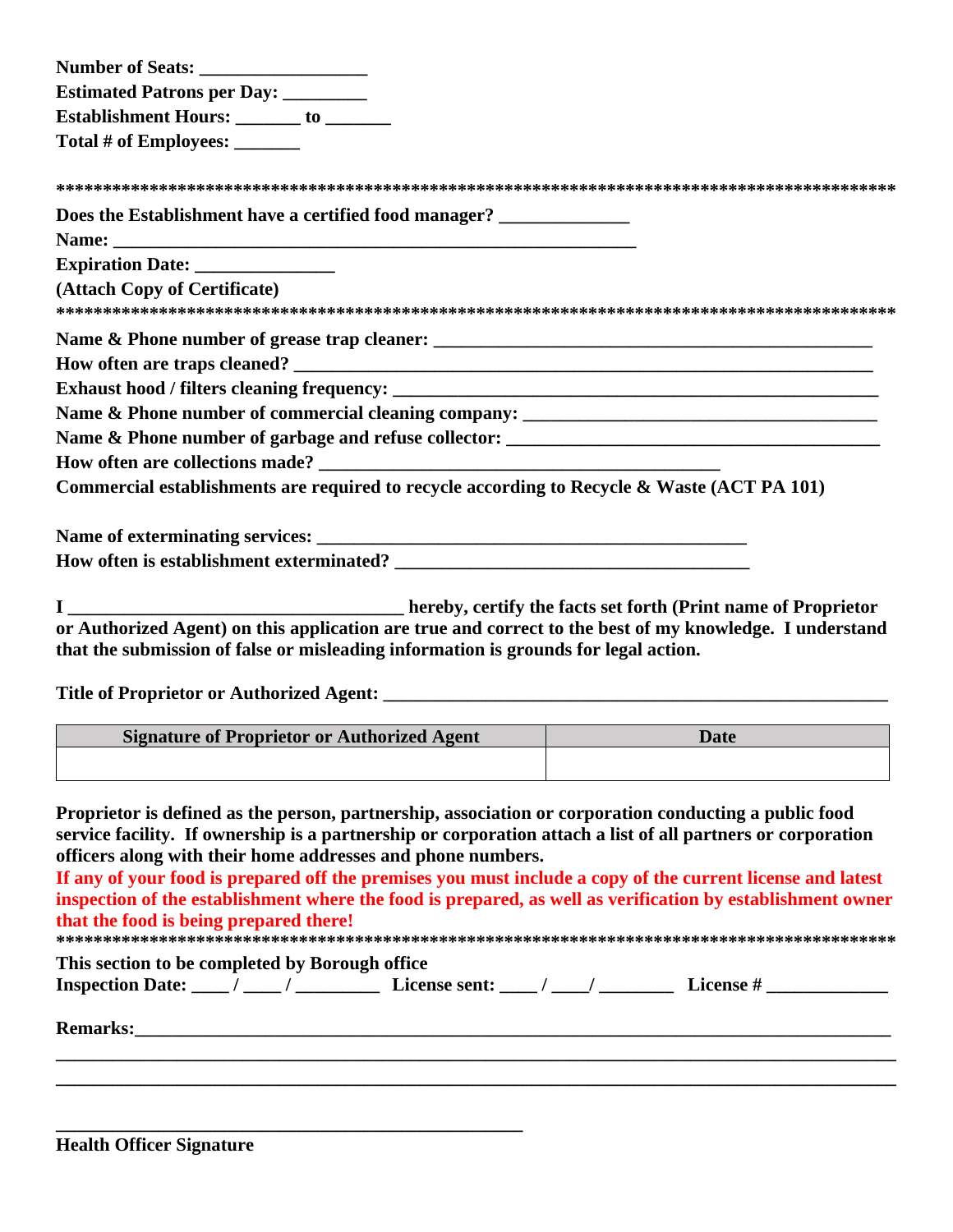**Number of Seats: ________________**
**Estimated Patrons per Day: _________**
**Establishment Hours: _______ to _______**
**Total # of Employees: _______**

******************************************************************************************

**Does the Establishment have a certified food manager? ______________**
**Name: ___________________________________________________________**
**Expiration Date: _______________**
**(Attach Copy of Certificate)**

******************************************************************************************

**Name & Phone number of grease trap cleaner: ________________________________________________**
**How often are traps cleaned? _____________________________________________________________**
**Exhaust hood / filters cleaning frequency: _____________________________________________________**
**Name & Phone number of commercial cleaning company: _______________________________________**
**Name & Phone number of garbage and refuse collector: ________________________________________**
**How often are collections made? ___________________________________________**
**Commercial establishments are required to recycle according to Recycle & Waste (ACT PA 101)**

**Name of exterminating services: ________________________________________________**
**How often is establishment exterminated? _______________________________________**

**I ____________________________________ hereby, certify the facts set forth (Print name of Proprietor or Authorized Agent) on this application are true and correct to the best of my knowledge. I understand that the submission of false or misleading information is grounds for legal action.**

**Title of Proprietor or Authorized Agent: _______________________________________________________**

| Signature of Proprietor or Authorized Agent | Date |
|---|---|
| | |

**Proprietor is defined as the person, partnership, association or corporation conducting a public food service facility. If ownership is a partnership or corporation attach a list of all partners or corporation officers along with their home addresses and phone numbers.**
**If any of your food is prepared off the premises you must include a copy of the current license and latest inspection of the establishment where the food is prepared, as well as verification by establishment owner that the food is being prepared there!**

******************************************************************************************

**This section to be completed by Borough office**
**Inspection Date: ____ / ____ / _________ License sent: ____ / ____/ ________ License # _____________**

**Remarks:_________________________________________________________________________________**
___________________________________________________________________________________________
___________________________________________________________________________________________

__________________________________________________
**Health Officer Signature**